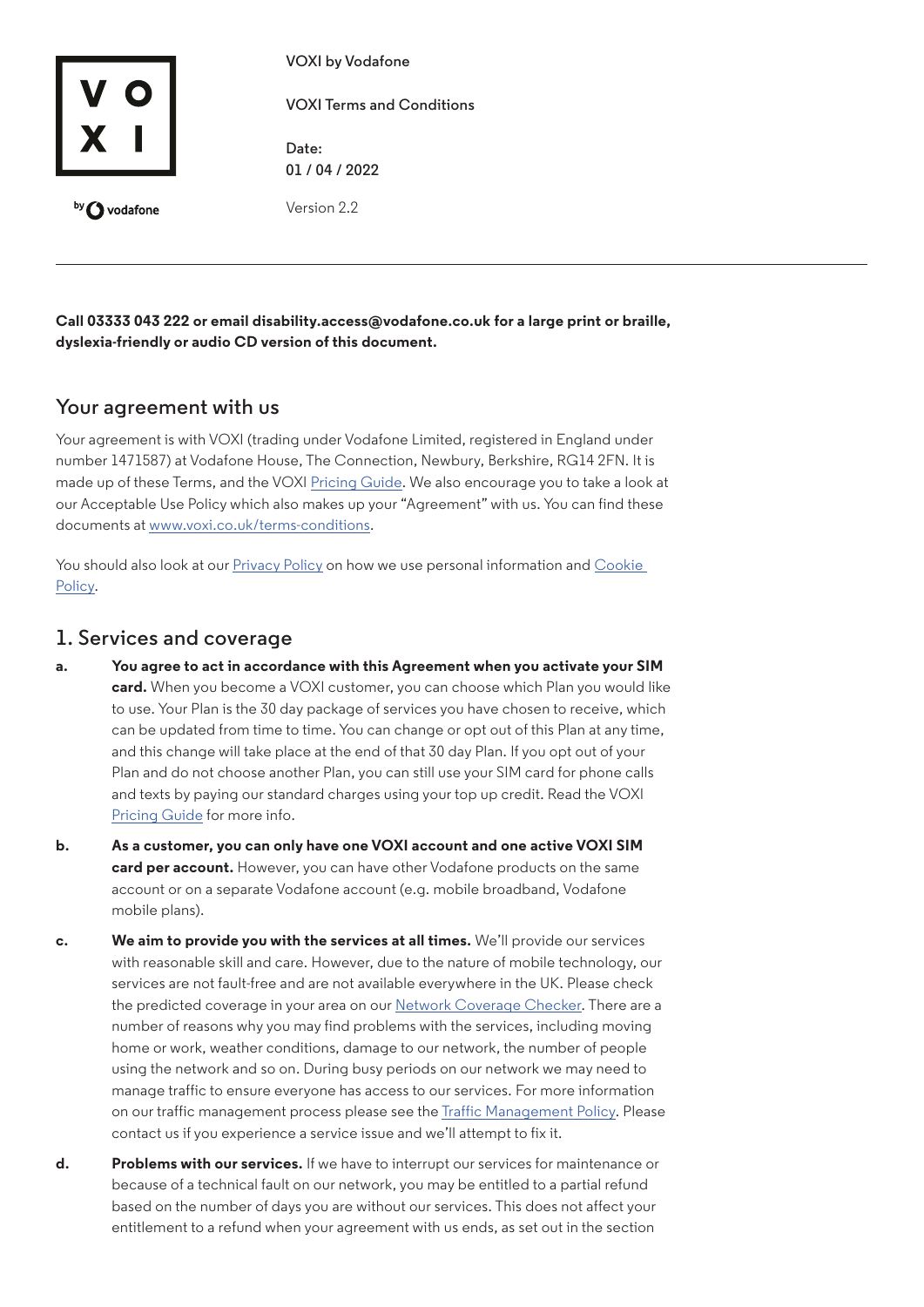VOXI by Vodafone

VOXI Terms and Conditions

Date:
01 / 04 / 2022

Version 2.2

**Call 03333 043 222 or email disability.access@vodafone.co.uk for a large print or braille, dyslexia-friendly or audio CD version of this document.**

## Your agreement with us

Your agreement is with VOXI (trading under Vodafone Limited, registered in England under number 1471587) at Vodafone House, The Connection, Newbury, Berkshire, RG14 2FN. It is made up of these Terms, and the VOXI Pricing Guide. We also encourage you to take a look at our Acceptable Use Policy which also makes up your "Agreement" with us. You can find these documents at www.voxi.co.uk/terms-conditions.

You should also look at our Privacy Policy on how we use personal information and Cookie Policy.

## 1. Services and coverage

**a. You agree to act in accordance with this Agreement when you activate your SIM card.** When you become a VOXI customer, you can choose which Plan you would like to use. Your Plan is the 30 day package of services you have chosen to receive, which can be updated from time to time. You can change or opt out of this Plan at any time, and this change will take place at the end of that 30 day Plan. If you opt out of your Plan and do not choose another Plan, you can still use your SIM card for phone calls and texts by paying our standard charges using your top up credit. Read the VOXI Pricing Guide for more info.

**b. As a customer, you can only have one VOXI account and one active VOXI SIM card per account.** However, you can have other Vodafone products on the same account or on a separate Vodafone account (e.g. mobile broadband, Vodafone mobile plans).

**c. We aim to provide you with the services at all times.** We'll provide our services with reasonable skill and care. However, due to the nature of mobile technology, our services are not fault-free and are not available everywhere in the UK. Please check the predicted coverage in your area on our Network Coverage Checker. There are a number of reasons why you may find problems with the services, including moving home or work, weather conditions, damage to our network, the number of people using the network and so on. During busy periods on our network we may need to manage traffic to ensure everyone has access to our services. For more information on our traffic management process please see the Traffic Management Policy. Please contact us if you experience a service issue and we'll attempt to fix it.

**d. Problems with our services.** If we have to interrupt our services for maintenance or because of a technical fault on our network, you may be entitled to a partial refund based on the number of days you are without our services. This does not affect your entitlement to a refund when your agreement with us ends, as set out in the section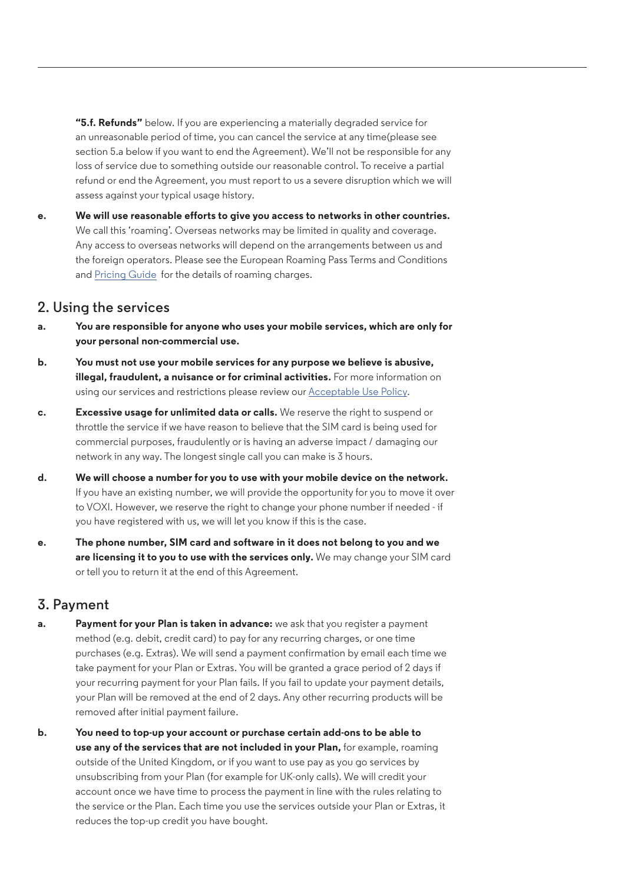**"5.f. Refunds"** below. If you are experiencing a materially degraded service for an unreasonable period of time, you can cancel the service at any time(please see section 5.a below if you want to end the Agreement). We'll not be responsible for any loss of service due to something outside our reasonable control. To receive a partial refund or end the Agreement, you must report to us a severe disruption which we will assess against your typical usage history.

e. **We will use reasonable efforts to give you access to networks in other countries.** We call this 'roaming'. Overseas networks may be limited in quality and coverage. Any access to overseas networks will depend on the arrangements between us and the foreign operators. Please see the European Roaming Pass Terms and Conditions and Pricing Guide for the details of roaming charges.

## 2. Using the services

a. **You are responsible for anyone who uses your mobile services, which are only for your personal non-commercial use.**

b. **You must not use your mobile services for any purpose we believe is abusive, illegal, fraudulent, a nuisance or for criminal activities.** For more information on using our services and restrictions please review our Acceptable Use Policy.

c. **Excessive usage for unlimited data or calls.** We reserve the right to suspend or throttle the service if we have reason to believe that the SIM card is being used for commercial purposes, fraudulently or is having an adverse impact / damaging our network in any way. The longest single call you can make is 3 hours.

d. **We will choose a number for you to use with your mobile device on the network.** If you have an existing number, we will provide the opportunity for you to move it over to VOXI. However, we reserve the right to change your phone number if needed - if you have registered with us, we will let you know if this is the case.

e. **The phone number, SIM card and software in it does not belong to you and we are licensing it to you to use with the services only.** We may change your SIM card or tell you to return it at the end of this Agreement.

## 3. Payment

a. **Payment for your Plan is taken in advance:** we ask that you register a payment method (e.g. debit, credit card) to pay for any recurring charges, or one time purchases (e.g. Extras). We will send a payment confirmation by email each time we take payment for your Plan or Extras. You will be granted a grace period of 2 days if your recurring payment for your Plan fails. If you fail to update your payment details, your Plan will be removed at the end of 2 days. Any other recurring products will be removed after initial payment failure.

b. **You need to top-up your account or purchase certain add-ons to be able to use any of the services that are not included in your Plan,** for example, roaming outside of the United Kingdom, or if you want to use pay as you go services by unsubscribing from your Plan (for example for UK-only calls). We will credit your account once we have time to process the payment in line with the rules relating to the service or the Plan. Each time you use the services outside your Plan or Extras, it reduces the top-up credit you have bought.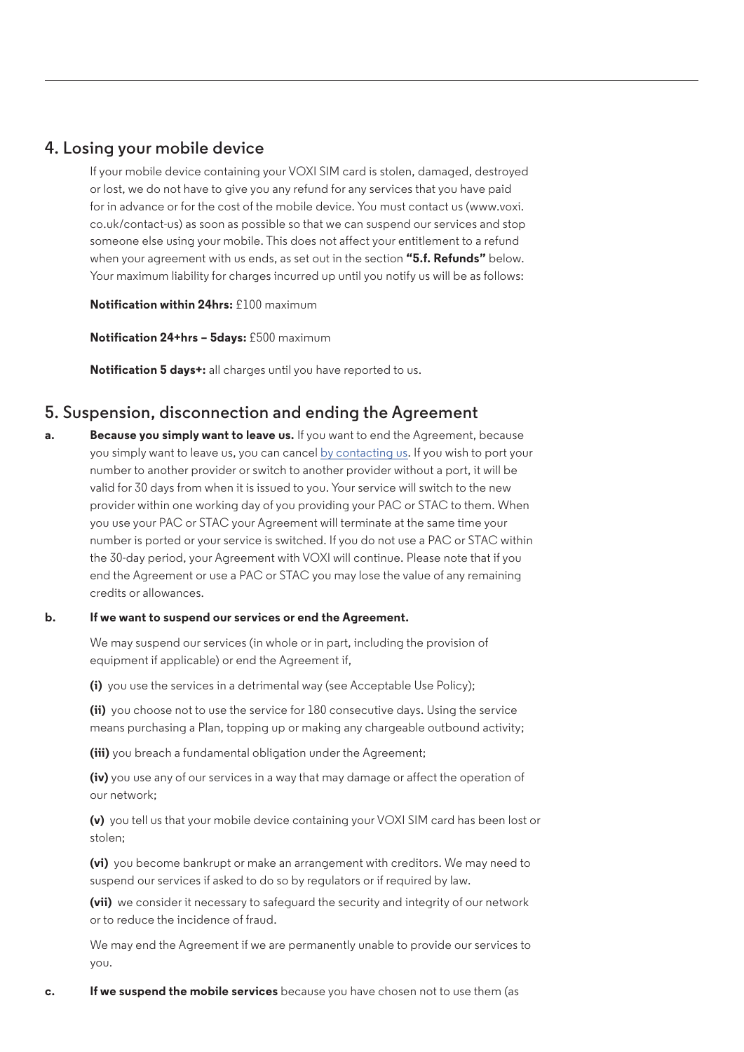## 4. Losing your mobile device

If your mobile device containing your VOXI SIM card is stolen, damaged, destroyed or lost, we do not have to give you any refund for any services that you have paid for in advance or for the cost of the mobile device. You must contact us (www.voxi.co.uk/contact-us) as soon as possible so that we can suspend our services and stop someone else using your mobile. This does not affect your entitlement to a refund when your agreement with us ends, as set out in the section **"5.f. Refunds"** below. Your maximum liability for charges incurred up until you notify us will be as follows:

**Notification within 24hrs:** £100 maximum

**Notification 24+hrs – 5days:** £500 maximum

**Notification 5 days+:** all charges until you have reported to us.

## 5. Suspension, disconnection and ending the Agreement

**a. Because you simply want to leave us.** If you want to end the Agreement, because you simply want to leave us, you can cancel by contacting us. If you wish to port your number to another provider or switch to another provider without a port, it will be valid for 30 days from when it is issued to you. Your service will switch to the new provider within one working day of you providing your PAC or STAC to them. When you use your PAC or STAC your Agreement will terminate at the same time your number is ported or your service is switched. If you do not use a PAC or STAC within the 30-day period, your Agreement with VOXI will continue. Please note that if you end the Agreement or use a PAC or STAC you may lose the value of any remaining credits or allowances.

**b. If we want to suspend our services or end the Agreement.**

We may suspend our services (in whole or in part, including the provision of equipment if applicable) or end the Agreement if,

**(i)** you use the services in a detrimental way (see Acceptable Use Policy);

**(ii)** you choose not to use the service for 180 consecutive days. Using the service means purchasing a Plan, topping up or making any chargeable outbound activity;

**(iii)** you breach a fundamental obligation under the Agreement;

**(iv)** you use any of our services in a way that may damage or affect the operation of our network;

**(v)** you tell us that your mobile device containing your VOXI SIM card has been lost or stolen;

**(vi)** you become bankrupt or make an arrangement with creditors. We may need to suspend our services if asked to do so by regulators or if required by law.

**(vii)** we consider it necessary to safeguard the security and integrity of our network or to reduce the incidence of fraud.

We may end the Agreement if we are permanently unable to provide our services to you.

**c. If we suspend the mobile services** because you have chosen not to use them (as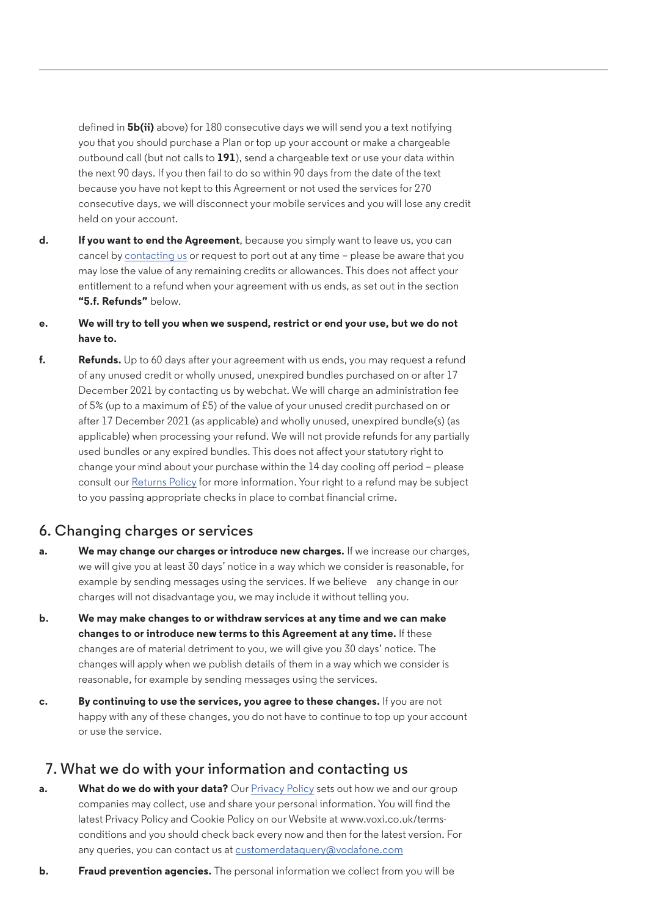defined in **5b(ii)** above) for 180 consecutive days we will send you a text notifying you that you should purchase a Plan or top up your account or make a chargeable outbound call (but not calls to **191**), send a chargeable text or use your data within the next 90 days. If you then fail to do so within 90 days from the date of the text because you have not kept to this Agreement or not used the services for 270 consecutive days, we will disconnect your mobile services and you will lose any credit held on your account.

**d.** **If you want to end the Agreement**, because you simply want to leave us, you can cancel by [contacting us]() or request to port out at any time – please be aware that you may lose the value of any remaining credits or allowances. This does not affect your entitlement to a refund when your agreement with us ends, as set out in the section **"5.f. Refunds"** below.

**e.** **We will try to tell you when we suspend, restrict or end your use, but we do not have to.**

**f.** **Refunds.** Up to 60 days after your agreement with us ends, you may request a refund of any unused credit or wholly unused, unexpired bundles purchased on or after 17 December 2021 by contacting us by webchat. We will charge an administration fee of 5% (up to a maximum of £5) of the value of your unused credit purchased on or after 17 December 2021 (as applicable) and wholly unused, unexpired bundle(s) (as applicable) when processing your refund. We will not provide refunds for any partially used bundles or any expired bundles. This does not affect your statutory right to change your mind about your purchase within the 14 day cooling off period – please consult our [Returns Policy]() for more information. Your right to a refund may be subject to you passing appropriate checks in place to combat financial crime.

## 6. Changing charges or services

**a.** **We may change our charges or introduce new charges.** If we increase our charges, we will give you at least 30 days' notice in a way which we consider is reasonable, for example by sending messages using the services. If we believe any change in our charges will not disadvantage you, we may include it without telling you.

**b.** **We may make changes to or withdraw services at any time and we can make changes to or introduce new terms to this Agreement at any time.** If these changes are of material detriment to you, we will give you 30 days' notice. The changes will apply when we publish details of them in a way which we consider is reasonable, for example by sending messages using the services.

**c.** **By continuing to use the services, you agree to these changes.** If you are not happy with any of these changes, you do not have to continue to top up your account or use the service.

## 7. What we do with your information and contacting us

**a.** **What do we do with your data?** Our [Privacy Policy]() sets out how we and our group companies may collect, use and share your personal information. You will find the latest Privacy Policy and Cookie Policy on our Website at www.voxi.co.uk/terms-conditions and you should check back every now and then for the latest version. For any queries, you can contact us at [customerdataquery@vodafone.com]()

**b.** **Fraud prevention agencies.** The personal information we collect from you will be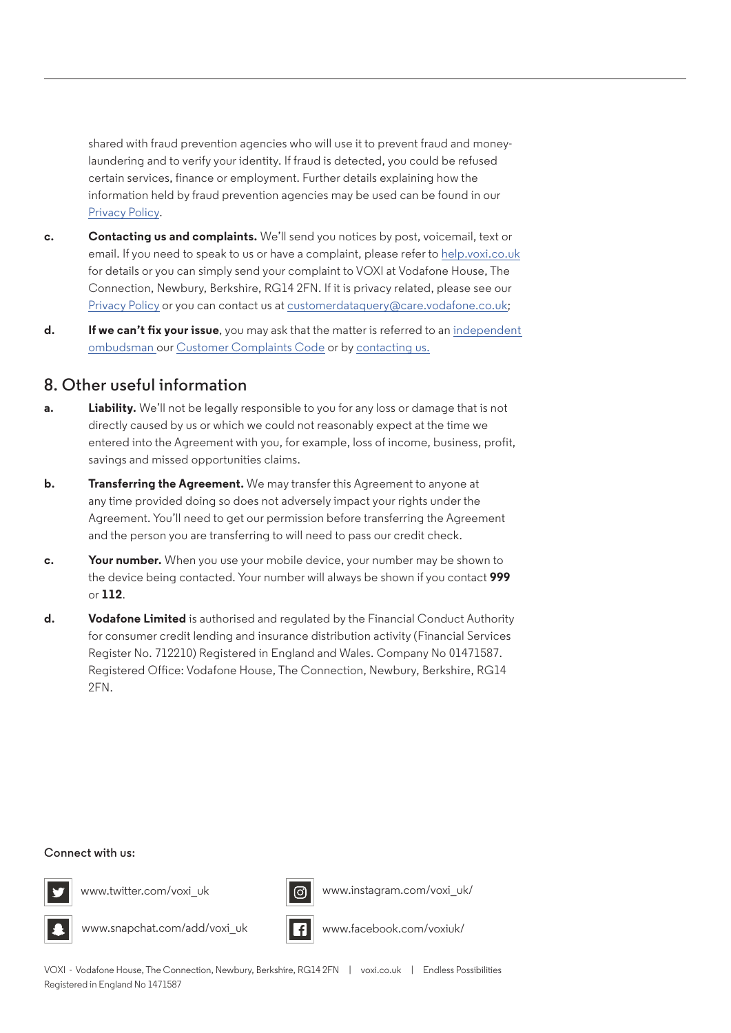shared with fraud prevention agencies who will use it to prevent fraud and money-laundering and to verify your identity. If fraud is detected, you could be refused certain services, finance or employment. Further details explaining how the information held by fraud prevention agencies may be used can be found in our Privacy Policy.

**c.** **Contacting us and complaints.** We'll send you notices by post, voicemail, text or email. If you need to speak to us or have a complaint, please refer to help.voxi.co.uk for details or you can simply send your complaint to VOXI at Vodafone House, The Connection, Newbury, Berkshire, RG14 2FN. If it is privacy related, please see our Privacy Policy or you can contact us at customerdataquery@care.vodafone.co.uk;

**d.** **If we can't fix your issue**, you may ask that the matter is referred to an independent ombudsman our Customer Complaints Code or by contacting us.

## 8. Other useful information

**a.** **Liability.** We'll not be legally responsible to you for any loss or damage that is not directly caused by us or which we could not reasonably expect at the time we entered into the Agreement with you, for example, loss of income, business, profit, savings and missed opportunities claims.

**b.** **Transferring the Agreement.** We may transfer this Agreement to anyone at any time provided doing so does not adversely impact your rights under the Agreement. You'll need to get our permission before transferring the Agreement and the person you are transferring to will need to pass our credit check.

**c.** **Your number.** When you use your mobile device, your number may be shown to the device being contacted. Your number will always be shown if you contact **999** or **112**.

**d.** **Vodafone Limited** is authorised and regulated by the Financial Conduct Authority for consumer credit lending and insurance distribution activity (Financial Services Register No. 712210) Registered in England and Wales. Company No 01471587. Registered Office: Vodafone House, The Connection, Newbury, Berkshire, RG14 2FN.

Connect with us:

www.twitter.com/voxi_uk

www.instagram.com/voxi_uk/

www.snapchat.com/add/voxi_uk

www.facebook.com/voxiuk/

VOXI - Vodafone House, The Connection, Newbury, Berkshire, RG14 2FN | voxi.co.uk | Endless Possibilities
Registered in England No 1471587